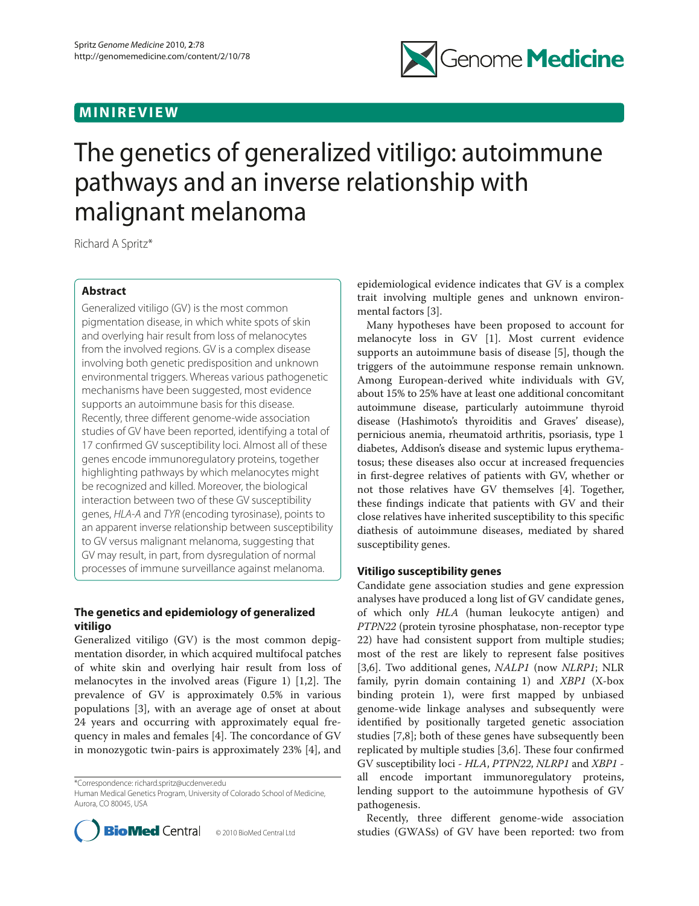MINIREVIEW

# The genetics of generalized vitiligo: autoimmune pathways and an inverse relationship with malignant melanoma

Richard A Spritz*

## Abstract

Generalized vitiligo (GV) is the most common pigmentation disease, in which white spots of skin and overlying hair result from loss of melanocytes from the involved regions. GV is a complex disease involving both genetic predisposition and unknown environmental triggers. Whereas various pathogenetic mechanisms have been suggested, most evidence supports an autoimmune basis for this disease. Recently, three different genome-wide association studies of GV have been reported, identifying a total of 17 confirmed GV susceptibility loci. Almost all of these genes encode immunoregulatory proteins, together highlighting pathways by which melanocytes might be recognized and killed. Moreover, the biological interaction between two of these GV susceptibility genes, *HLA-A* and *TYR* (encoding tyrosinase), points to an apparent inverse relationship between susceptibility to GV versus malignant melanoma, suggesting that GV may result, in part, from dysregulation of normal processes of immune surveillance against melanoma.

## The genetics and epidemiology of generalized vitiligo

Generalized vitiligo (GV) is the most common depigmentation disorder, in which acquired multifocal patches of white skin and overlying hair result from loss of melanocytes in the involved areas (Figure 1) [1,2]. The prevalence of GV is approximately 0.5% in various populations [3], with an average age of onset at about 24 years and occurring with approximately equal frequency in males and females [4]. The concordance of GV in monozygotic twin-pairs is approximately 23% [4], and epidemiological evidence indicates that GV is a complex trait involving multiple genes and unknown environmental factors [3].

Many hypotheses have been proposed to account for melanocyte loss in GV [1]. Most current evidence supports an autoimmune basis of disease [5], though the triggers of the autoimmune response remain unknown. Among European-derived white individuals with GV, about 15% to 25% have at least one additional concomitant autoimmune disease, particularly autoimmune thyroid disease (Hashimoto's thyroiditis and Graves' disease), pernicious anemia, rheumatoid arthritis, psoriasis, type 1 diabetes, Addison's disease and systemic lupus erythematosus; these diseases also occur at increased frequencies in first-degree relatives of patients with GV, whether or not those relatives have GV themselves [4]. Together, these findings indicate that patients with GV and their close relatives have inherited susceptibility to this specific diathesis of autoimmune diseases, mediated by shared susceptibility genes.

## Vitiligo susceptibility genes

Candidate gene association studies and gene expression analyses have produced a long list of GV candidate genes, of which only *HLA* (human leukocyte antigen) and *PTPN22* (protein tyrosine phosphatase, non-receptor type 22) have had consistent support from multiple studies; most of the rest are likely to represent false positives [3,6]. Two additional genes, *NALP1* (now *NLRP1*; NLR family, pyrin domain containing 1) and *XBP1* (X-box binding protein 1), were first mapped by unbiased genome-wide linkage analyses and subsequently were identified by positionally targeted genetic association studies [7,8]; both of these genes have subsequently been replicated by multiple studies [3,6]. These four confirmed GV susceptibility loci - *HLA*, *PTPN22*, *NLRP1* and *XBP1* - all encode important immunoregulatory proteins, lending support to the autoimmune hypothesis of GV pathogenesis.

Recently, three different genome-wide association studies (GWASs) of GV have been reported: two from

*Correspondence: richard.spritz@ucdenver.edu
Human Medical Genetics Program, University of Colorado School of Medicine, Aurora, CO 80045, USA

© 2010 BioMed Central Ltd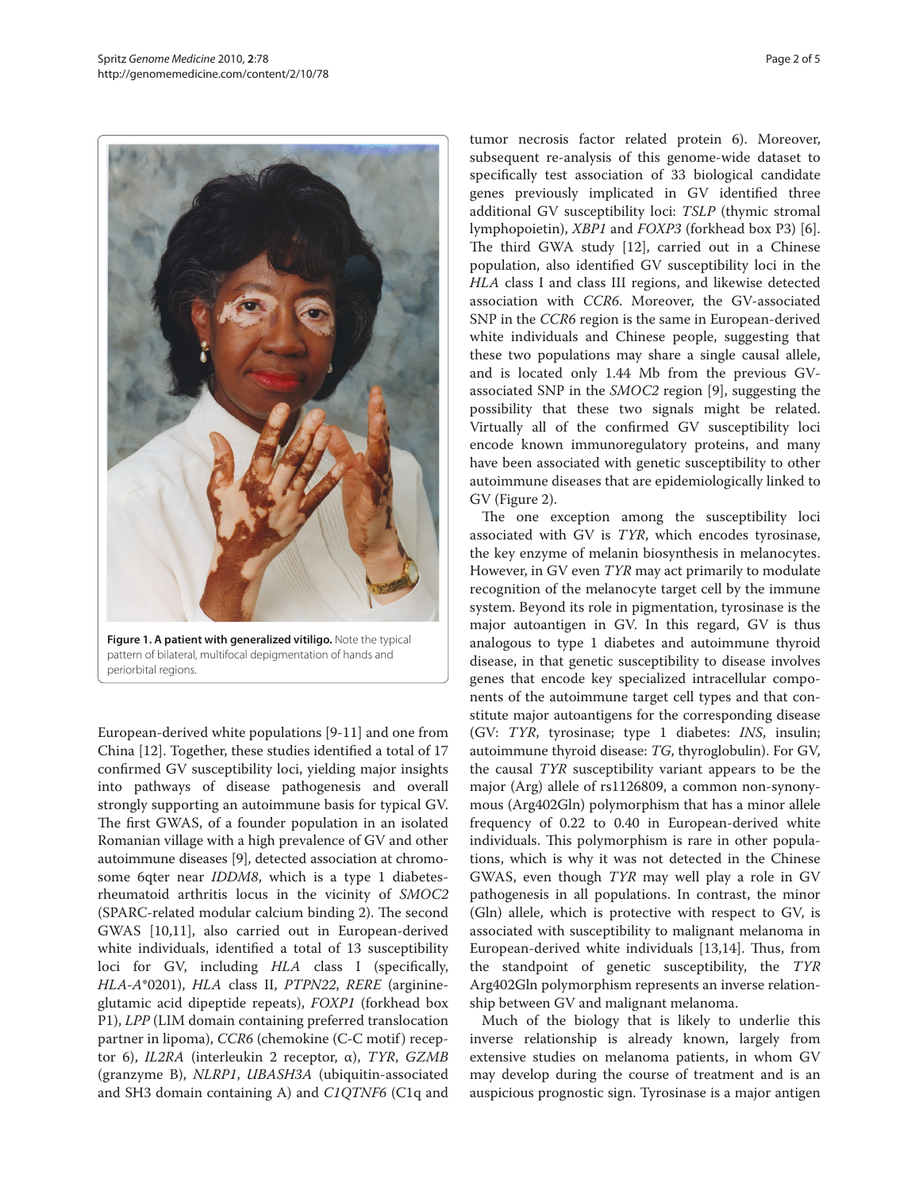**Figure 1. A patient with generalized vitiligo.** Note the typical pattern of bilateral, multifocal depigmentation of hands and periorbital regions.

European-derived white populations [9-11] and one from China [12]. Together, these studies identified a total of 17 confirmed GV susceptibility loci, yielding major insights into pathways of disease pathogenesis and overall strongly supporting an autoimmune basis for typical GV. The first GWAS, of a founder population in an isolated Romanian village with a high prevalence of GV and other autoimmune diseases [9], detected association at chromosome 6qter near *IDDM8*, which is a type 1 diabetes-rheumatoid arthritis locus in the vicinity of *SMOC2* (SPARC-related modular calcium binding 2). The second GWAS [10,11], also carried out in European-derived white individuals, identified a total of 13 susceptibility loci for GV, including *HLA* class I (specifically, *HLA-A*\*0201), *HLA* class II, *PTPN22*, *RERE* (arginine-glutamic acid dipeptide repeats), *FOXP1* (forkhead box P1), *LPP* (LIM domain containing preferred translocation partner in lipoma), *CCR6* (chemokine (C-C motif) receptor 6), *IL2RA* (interleukin 2 receptor, α), *TYR*, *GZMB* (granzyme B), *NLRP1*, *UBASH3A* (ubiquitin-associated and SH3 domain containing A) and *C1QTNF6* (C1q and tumor necrosis factor related protein 6). Moreover, subsequent re-analysis of this genome-wide dataset to specifically test association of 33 biological candidate genes previously implicated in GV identified three additional GV susceptibility loci: *TSLP* (thymic stromal lymphopoietin), *XBP1* and *FOXP3* (forkhead box P3) [6]. The third GWA study [12], carried out in a Chinese population, also identified GV susceptibility loci in the *HLA* class I and class III regions, and likewise detected association with *CCR6*. Moreover, the GV-associated SNP in the *CCR6* region is the same in European-derived white individuals and Chinese people, suggesting that these two populations may share a single causal allele, and is located only 1.44 Mb from the previous GV-associated SNP in the *SMOC2* region [9], suggesting the possibility that these two signals might be related. Virtually all of the confirmed GV susceptibility loci encode known immunoregulatory proteins, and many have been associated with genetic susceptibility to other autoimmune diseases that are epidemiologically linked to GV (Figure 2).

The one exception among the susceptibility loci associated with GV is *TYR*, which encodes tyrosinase, the key enzyme of melanin biosynthesis in melanocytes. However, in GV even *TYR* may act primarily to modulate recognition of the melanocyte target cell by the immune system. Beyond its role in pigmentation, tyrosinase is the major autoantigen in GV. In this regard, GV is thus analogous to type 1 diabetes and autoimmune thyroid disease, in that genetic susceptibility to disease involves genes that encode key specialized intracellular components of the autoimmune target cell types and that constitute major autoantigens for the corresponding disease (GV: *TYR*, tyrosinase; type 1 diabetes: *INS*, insulin; autoimmune thyroid disease: *TG*, thyroglobulin). For GV, the causal *TYR* susceptibility variant appears to be the major (Arg) allele of rs1126809, a common non-synonymous (Arg402Gln) polymorphism that has a minor allele frequency of 0.22 to 0.40 in European-derived white individuals. This polymorphism is rare in other populations, which is why it was not detected in the Chinese GWAS, even though *TYR* may well play a role in GV pathogenesis in all populations. In contrast, the minor (Gln) allele, which is protective with respect to GV, is associated with susceptibility to malignant melanoma in European-derived white individuals [13,14]. Thus, from the standpoint of genetic susceptibility, the *TYR* Arg402Gln polymorphism represents an inverse relationship between GV and malignant melanoma.

Much of the biology that is likely to underlie this inverse relationship is already known, largely from extensive studies on melanoma patients, in whom GV may develop during the course of treatment and is an auspicious prognostic sign. Tyrosinase is a major antigen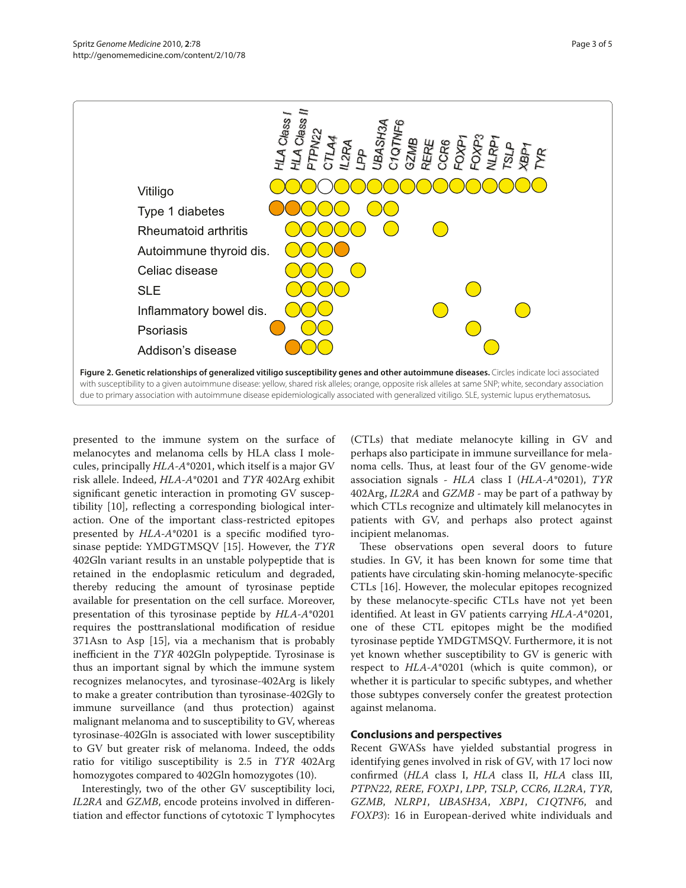Figure 2. Genetic relationships of generalized vitiligo susceptibility genes and other autoimmune diseases. Circles indicate loci associated with susceptibility to a given autoimmune disease: yellow, shared risk alleles; orange, opposite risk alleles at same SNP; white, secondary association due to primary association with autoimmune disease epidemiologically associated with generalized vitiligo. SLE, systemic lupus erythematosus.

presented to the immune system on the surface of melanocytes and melanoma cells by HLA class I molecules, principally *HLA-A*\*0201, which itself is a major GV risk allele. Indeed, *HLA-A*\*0201 and *TYR* 402Arg exhibit significant genetic interaction in promoting GV susceptibility [10], reflecting a corresponding biological interaction. One of the important class-restricted epitopes presented by *HLA-A*\*0201 is a specific modified tyrosinase peptide: YMDGTMSQV [15]. However, the *TYR* 402Gln variant results in an unstable polypeptide that is retained in the endoplasmic reticulum and degraded, thereby reducing the amount of tyrosinase peptide available for presentation on the cell surface. Moreover, presentation of this tyrosinase peptide by *HLA-A*\*0201 requires the posttranslational modification of residue 371Asn to Asp [15], via a mechanism that is probably inefficient in the *TYR* 402Gln polypeptide. Tyrosinase is thus an important signal by which the immune system recognizes melanocytes, and tyrosinase-402Arg is likely to make a greater contribution than tyrosinase-402Gly to immune surveillance (and thus protection) against malignant melanoma and to susceptibility to GV, whereas tyrosinase-402Gln is associated with lower susceptibility to GV but greater risk of melanoma. Indeed, the odds ratio for vitiligo susceptibility is 2.5 in *TYR* 402Arg homozygotes compared to 402Gln homozygotes (10).

Interestingly, two of the other GV susceptibility loci, *IL2RA* and *GZMB*, encode proteins involved in differentiation and effector functions of cytotoxic T lymphocytes (CTLs) that mediate melanocyte killing in GV and perhaps also participate in immune surveillance for melanoma cells. Thus, at least four of the GV genome-wide association signals - *HLA* class I (*HLA-A*\*0201), *TYR* 402Arg, *IL2RA* and *GZMB* - may be part of a pathway by which CTLs recognize and ultimately kill melanocytes in patients with GV, and perhaps also protect against incipient melanomas.

These observations open several doors to future studies. In GV, it has been known for some time that patients have circulating skin-homing melanocyte-specific CTLs [16]. However, the molecular epitopes recognized by these melanocyte-specific CTLs have not yet been identified. At least in GV patients carrying *HLA-A*\*0201, one of these CTL epitopes might be the modified tyrosinase peptide YMDGTMSQV. Furthermore, it is not yet known whether susceptibility to GV is generic with respect to *HLA-A*\*0201 (which is quite common), or whether it is particular to specific subtypes, and whether those subtypes conversely confer the greatest protection against melanoma.

## Conclusions and perspectives

Recent GWASs have yielded substantial progress in identifying genes involved in risk of GV, with 17 loci now confirmed (*HLA* class I, *HLA* class II, *HLA* class III, *PTPN22*, *RERE*, *FOXP1*, *LPP*, *TSLP*, *CCR6*, *IL2RA*, *TYR*, *GZMB*, *NLRP1*, *UBASH3A*, *XBP1*, *C1QTNF6*, and *FOXP3*): 16 in European-derived white individuals and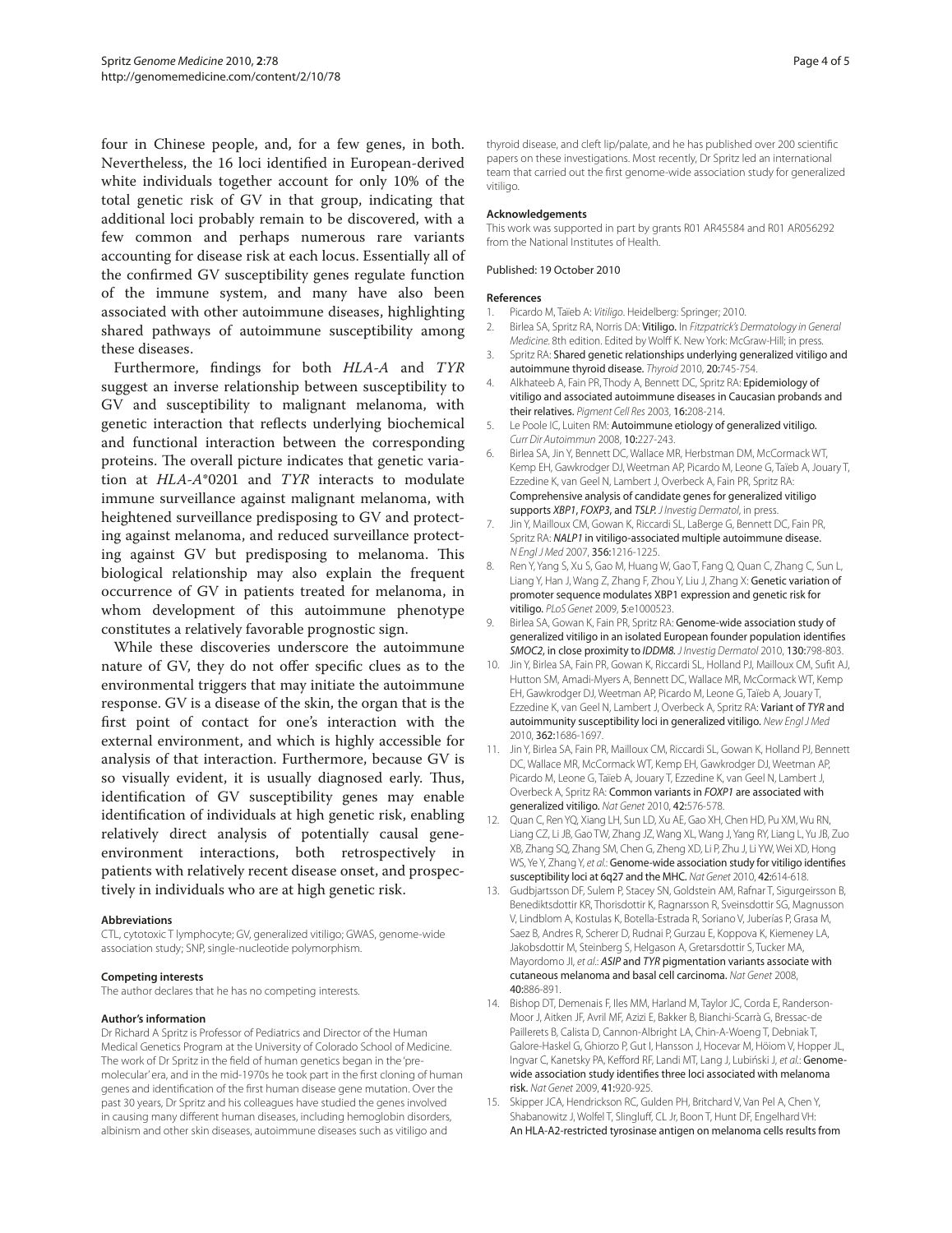four in Chinese people, and, for a few genes, in both. Nevertheless, the 16 loci identified in European-derived white individuals together account for only 10% of the total genetic risk of GV in that group, indicating that additional loci probably remain to be discovered, with a few common and perhaps numerous rare variants accounting for disease risk at each locus. Essentially all of the confirmed GV susceptibility genes regulate function of the immune system, and many have also been associated with other autoimmune diseases, highlighting shared pathways of autoimmune susceptibility among these diseases.

Furthermore, findings for both *HLA-A* and *TYR* suggest an inverse relationship between susceptibility to GV and susceptibility to malignant melanoma, with genetic interaction that reflects underlying biochemical and functional interaction between the corresponding proteins. The overall picture indicates that genetic variation at *HLA-A*\*0201 and *TYR* interacts to modulate immune surveillance against malignant melanoma, with heightened surveillance predisposing to GV and protecting against melanoma, and reduced surveillance protecting against GV but predisposing to melanoma. This biological relationship may also explain the frequent occurrence of GV in patients treated for melanoma, in whom development of this autoimmune phenotype constitutes a relatively favorable prognostic sign.

While these discoveries underscore the autoimmune nature of GV, they do not offer specific clues as to the environmental triggers that may initiate the autoimmune response. GV is a disease of the skin, the organ that is the first point of contact for one's interaction with the external environment, and which is highly accessible for analysis of that interaction. Furthermore, because GV is so visually evident, it is usually diagnosed early. Thus, identification of GV susceptibility genes may enable identification of individuals at high genetic risk, enabling relatively direct analysis of potentially causal gene-environment interactions, both retrospectively in patients with relatively recent disease onset, and prospectively in individuals who are at high genetic risk.

#### Abbreviations

CTL, cytotoxic T lymphocyte; GV, generalized vitiligo; GWAS, genome-wide association study; SNP, single-nucleotide polymorphism.

#### Competing interests

The author declares that he has no competing interests.

#### Author's information

Dr Richard A Spritz is Professor of Pediatrics and Director of the Human Medical Genetics Program at the University of Colorado School of Medicine. The work of Dr Spritz in the field of human genetics began in the 'pre-molecular' era, and in the mid-1970s he took part in the first cloning of human genes and identification of the first human disease gene mutation. Over the past 30 years, Dr Spritz and his colleagues have studied the genes involved in causing many different human diseases, including hemoglobin disorders, albinism and other skin diseases, autoimmune diseases such as vitiligo and thyroid disease, and cleft lip/palate, and he has published over 200 scientific papers on these investigations. Most recently, Dr Spritz led an international team that carried out the first genome-wide association study for generalized vitiligo.

#### Acknowledgements

This work was supported in part by grants R01 AR45584 and R01 AR056292 from the National Institutes of Health.

Published: 19 October 2010

#### References

1. Picardo M, Taïeb A: *Vitiligo*. Heidelberg: Springer; 2010.
2. Birlea SA, Spritz RA, Norris DA: **Vitiligo.** In *Fitzpatrick's Dermatology in General Medicine*. 8th edition. Edited by Wolff K. New York: McGraw-Hill; in press.
3. Spritz RA: **Shared genetic relationships underlying generalized vitiligo and autoimmune thyroid disease.** *Thyroid* 2010, **20:**745-754.
4. Alkhateeb A, Fain PR, Thody A, Bennett DC, Spritz RA: **Epidemiology of vitiligo and associated autoimmune diseases in Caucasian probands and their relatives.** *Pigment Cell Res* 2003, **16:**208-214.
5. Le Poole IC, Luiten RM: **Autoimmune etiology of generalized vitiligo.** *Curr Dir Autoimmun* 2008, **10:**227-243.
6. Birlea SA, Jin Y, Bennett DC, Wallace MR, Herbstman DM, McCormack WT, Kemp EH, Gawkrodger DJ, Weetman AP, Picardo M, Leone G, Taïeb A, Jouary T, Ezzedine K, van Geel N, Lambert J, Overbeck A, Fain PR, Spritz RA: **Comprehensive analysis of candidate genes for generalized vitiligo supports *XBP1*, *FOXP3*, and *TSLP*.** *J Investig Dermatol*, in press.
7. Jin Y, Mailloux CM, Gowan K, Riccardi SL, LaBerge G, Bennett DC, Fain PR, Spritz RA: ***NALP1* in vitiligo-associated multiple autoimmune disease.** *N Engl J Med* 2007, **356:**1216-1225.
8. Ren Y, Yang S, Xu S, Gao M, Huang W, Gao T, Fang Q, Quan C, Zhang C, Sun L, Liang Y, Han J, Wang Z, Zhang F, Zhou Y, Liu J, Zhang X: **Genetic variation of promoter sequence modulates XBP1 expression and genetic risk for vitiligo.** *PLoS Genet* 2009, **5:**e1000523.
9. Birlea SA, Gowan K, Fain PR, Spritz RA: **Genome-wide association study of generalized vitiligo in an isolated European founder population identifies *SMOC2*, in close proximity to *IDDM8*.** *J Invest Dermatol* 2010, **130:**798-803.
10. Jin Y, Birlea SA, Fain PR, Gowan K, Riccardi SL, Holland PJ, Mailloux CM, Sufit AJ, Hutton SM, Amadi-Myers A, Bennett DC, Wallace MR, McCormack WT, Kemp EH, Gawkrodger DJ, Weetman AP, Picardo M, Leone G, Taïeb A, Jouary T, Ezzedine K, van Geel N, Lambert J, Overbeck A, Spritz RA: **Variant of *TYR* and autoimmunity susceptibility loci in generalized vitiligo.** *New Engl J Med* 2010, **362:**1686-1697.
11. Jin Y, Birlea SA, Fain PR, Mailloux CM, Riccardi SL, Gowan K, Holland PJ, Bennett DC, Wallace MR, McCormack WT, Kemp EH, Gawkrodger DJ, Weetman AP, Picardo M, Leone G, Taïeb A, Jouary T, Ezzedine K, van Geel N, Lambert J, Overbeck A, Spritz RA: **Common variants in *FOXP1* are associated with generalized vitiligo.** *Nat Genet* 2010, **42:**576-578.
12. Quan C, Ren YQ, Xiang LH, Sun LD, Xu AE, Gao XH, Chen HD, Pu XM, Wu RN, Liang CZ, Li JB, Gao TW, Zhang JZ, Wang XL, Wang J, Yang RY, Liang L, Yu JB, Zuo XB, Zhang SQ, Zhang SM, Chen G, Zheng XD, Li P, Zhu J, Li YW, Wei XD, Hong WS, Ye Y, Zhang Y, *et al.*: **Genome-wide association study for vitiligo identifies susceptibility loci at 6q27 and the MHC.** *Nat Genet* 2010, **42:**614-618.
13. Gudbjartsson DF, Sulem P, Stacey SN, Goldstein AM, Rafnar T, Sigurgeirsson B, Benediktsdottir KR, Thorisdottir K, Ragnarsson R, Sveinsdottir SG, Magnusson V, Lindblom A, Kostulas K, Botella-Estrada R, Soriano V, Juberías P, Grasa M, Saez B, Andres R, Scherer D, Rudnai P, Gurzau E, Koppova K, Kiemeney LA, Jakobsdottir M, Steinberg S, Helgason A, Gretarsdottir S, Tucker MA, Mayordomo JI, *et al.*: ***ASIP* and *TYR* pigmentation variants associate with cutaneous melanoma and basal cell carcinoma.** *Nat Genet* 2008, **40:**886-891.
14. Bishop DT, Demenais F, Iles MM, Harland M, Taylor JC, Corda E, Randerson-Moor J, Aitken JF, Avril MF, Azizi E, Bakker B, Bianchi-Scarrà G, Bressac-de Paillerets B, Calista D, Cannon-Albright LA, Chin-A-Woeng T, Debniak T, Galore-Haskel G, Ghiorzo P, Gut I, Hansson J, Hocevar M, Höiom V, Hopper JL, Ingvar C, Kanetsky PA, Kefford RF, Landi MT, Lang J, Lubiński J, *et al.*: **Genome-wide association study identifies three loci associated with melanoma risk.** *Nat Genet* 2009, **41:**920-925.
15. Skipper JCA, Hendrickson RC, Gulden PH, Britchard V, Van Pel A, Chen Y, Shabanowitz J, Wolfel T, Slingluff, CL Jr, Boon T, Hunt DF, Engelhard VH: **An HLA-A2-restricted tyrosinase antigen on melanoma cells results from**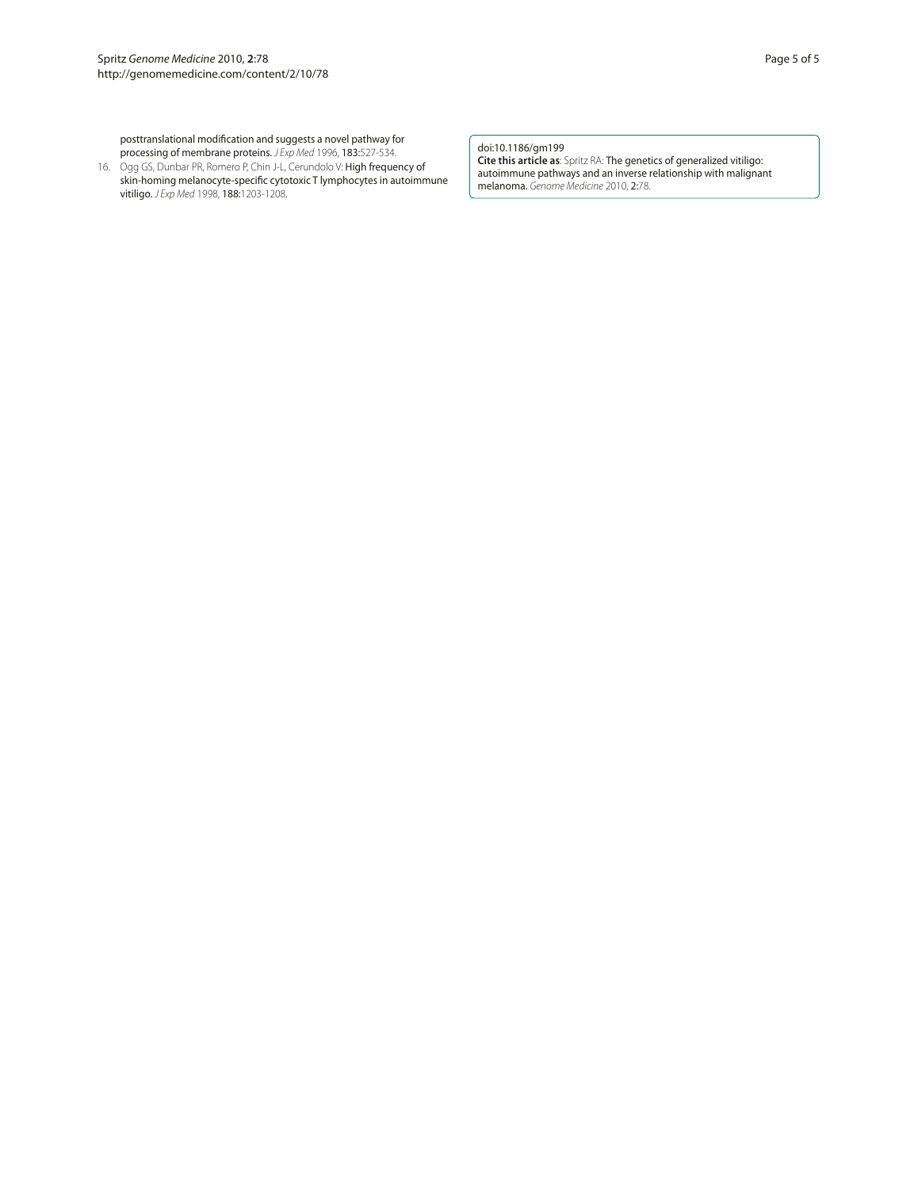posttranslational modification and suggests a novel pathway for processing of membrane proteins. *J Exp Med* 1996, **183:**527-534.

16. Ogg GS, Dunbar PR, Romero P, Chin J-L, Cerundolo V: **High frequency of skin-homing melanocyte-specific cytotoxic T lymphocytes in autoimmune vitiligo.** *J Exp Med* 1998, **188:**1203-1208.

doi:10.1186/gm199

**Cite this article as**: Spritz RA: The genetics of generalized vitiligo: autoimmune pathways and an inverse relationship with malignant melanoma. *Genome Medicine* 2010, **2**:78.